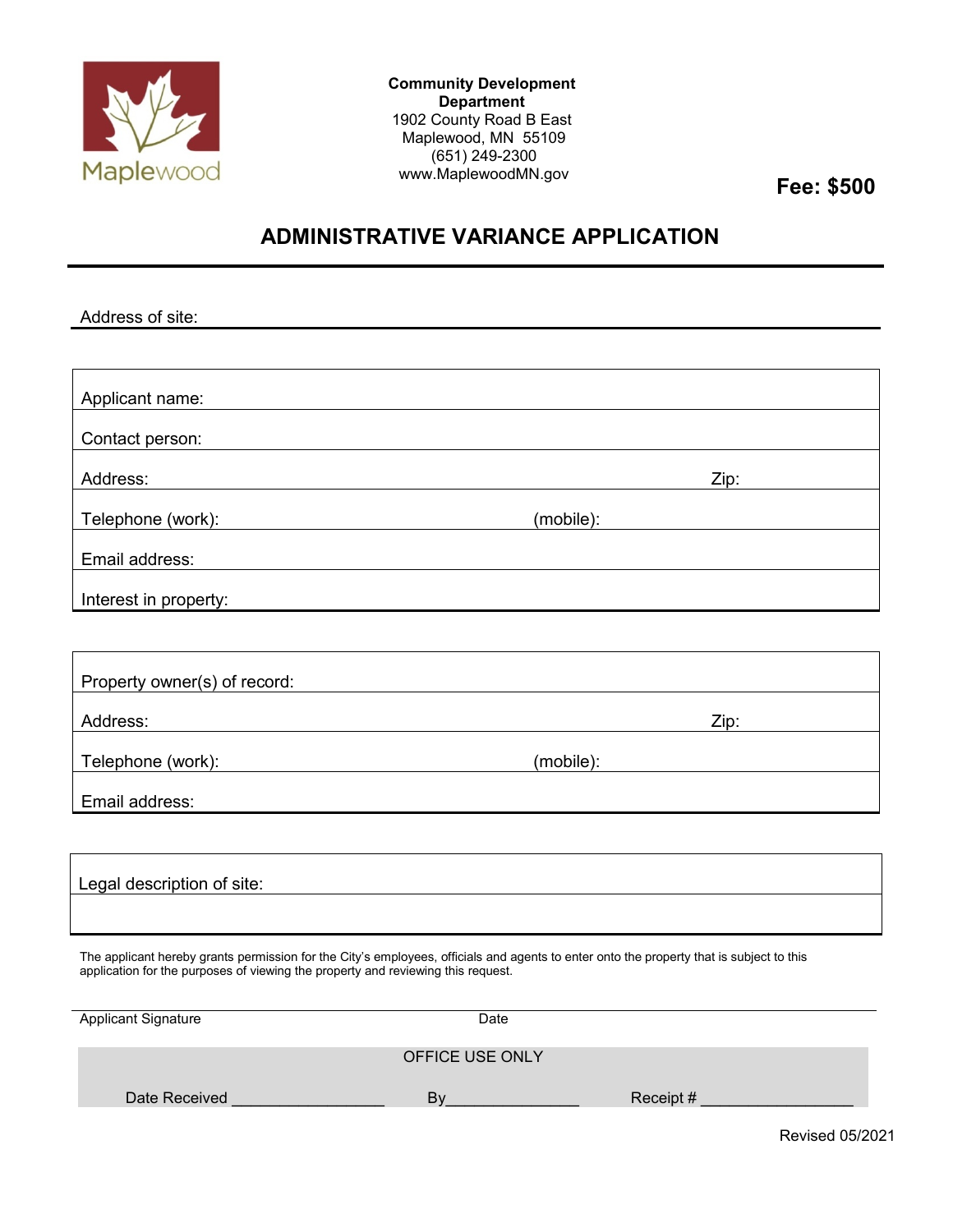Maplewood

**Community Development Department**
1902 County Road B East
Maplewood, MN 55109
(651) 249-2300
www.MaplewoodMN.gov

**Fee: $500**

# ADMINISTRATIVE VARIANCE APPLICATION

Address of site:

| | |
|---|---|
| Applicant name: | |
| Contact person: | |
| Address: | Zip: |
| Telephone (work): | (mobile): |
| Email address: | |
| Interest in property: | |

| | |
|---|---|
| Property owner(s) of record: | |
| Address: | Zip: |
| Telephone (work): | (mobile): |
| Email address: | |

| |
|---|
| Legal description of site: |
| |

The applicant hereby grants permission for the City's employees, officials and agents to enter onto the property that is subject to this application for the purposes of viewing the property and reviewing this request.

Applicant Signature　　　　　　　　　　Date

OFFICE USE ONLY

Date Received _________________ By_______________ Receipt # _________________

Revised 05/2021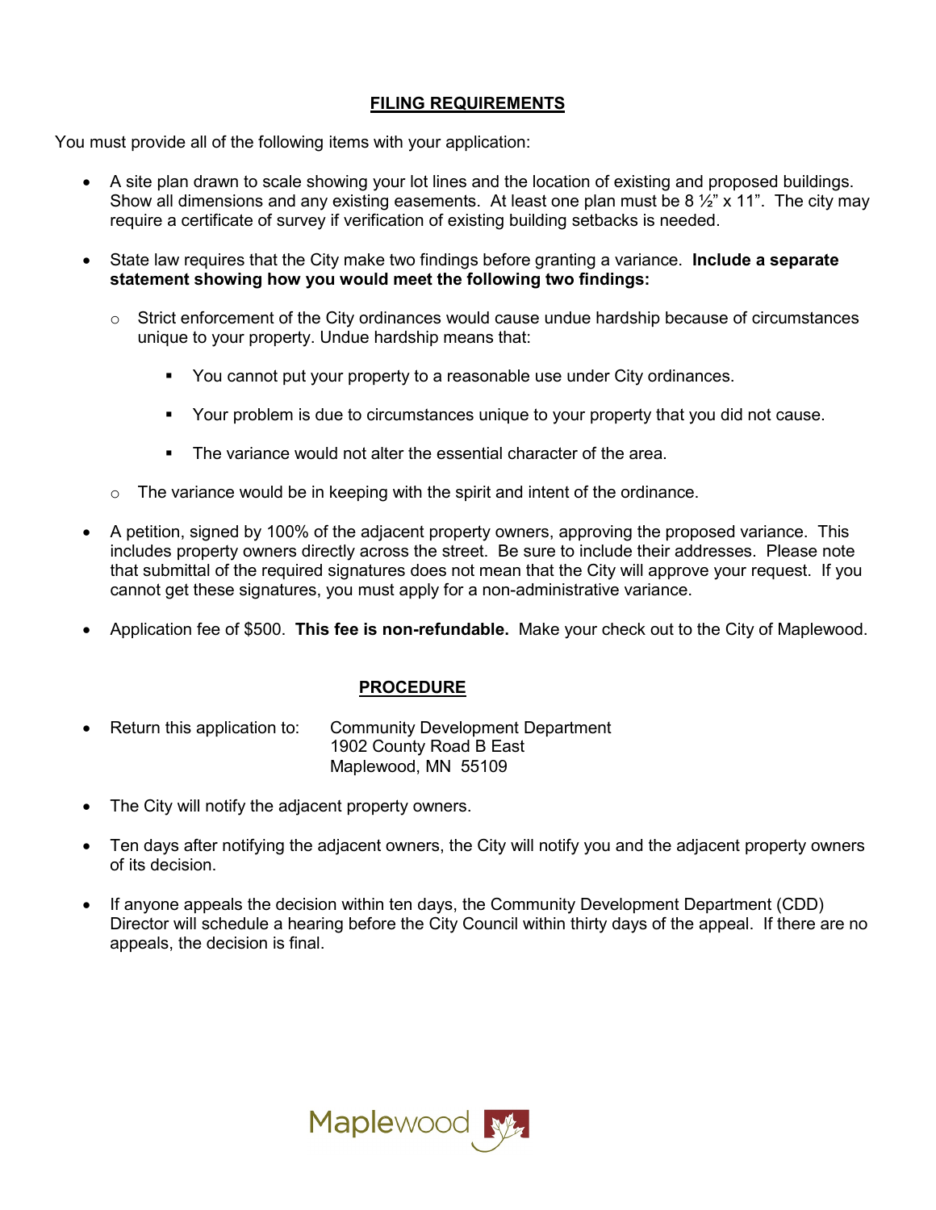## FILING REQUIREMENTS

You must provide all of the following items with your application:

- A site plan drawn to scale showing your lot lines and the location of existing and proposed buildings. Show all dimensions and any existing easements. At least one plan must be 8 ½" x 11". The city may require a certificate of survey if verification of existing building setbacks is needed.
- State law requires that the City make two findings before granting a variance. **Include a separate statement showing how you would meet the following two findings:**
  - Strict enforcement of the City ordinances would cause undue hardship because of circumstances unique to your property. Undue hardship means that:
    - You cannot put your property to a reasonable use under City ordinances.
    - Your problem is due to circumstances unique to your property that you did not cause.
    - The variance would not alter the essential character of the area.
  - The variance would be in keeping with the spirit and intent of the ordinance.
- A petition, signed by 100% of the adjacent property owners, approving the proposed variance. This includes property owners directly across the street. Be sure to include their addresses. Please note that submittal of the required signatures does not mean that the City will approve your request. If you cannot get these signatures, you must apply for a non-administrative variance.
- Application fee of $500. **This fee is non-refundable.** Make your check out to the City of Maplewood.

## PROCEDURE

- Return this application to: Community Development Department  
  1902 County Road B East  
  Maplewood, MN 55109
- The City will notify the adjacent property owners.
- Ten days after notifying the adjacent owners, the City will notify you and the adjacent property owners of its decision.
- If anyone appeals the decision within ten days, the Community Development Department (CDD) Director will schedule a hearing before the City Council within thirty days of the appeal. If there are no appeals, the decision is final.

Maplewood